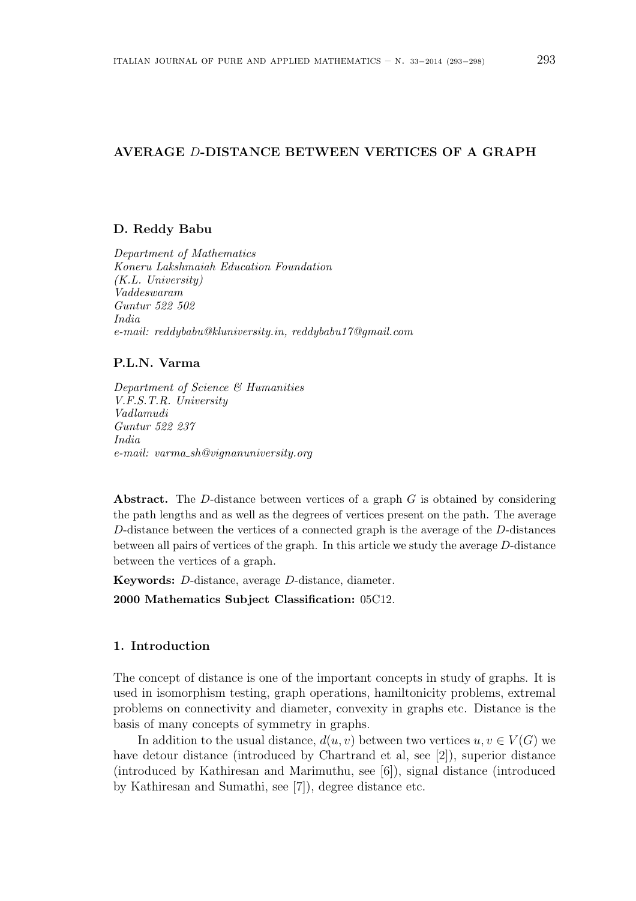# AVERAGE $D$-DISTANCE BETWEEN VERTICES OF A GRAPH

**D. Reddy Babu**

*Department of Mathematics*
*Koneru Lakshmaiah Education Foundation*
*(K.L. University)*
*Vaddeswaram*
*Guntur 522 502*
*India*
*e-mail: reddybabu@kluniversity.in, reddybabu17@gmail.com*

**P.L.N. Varma**

*Department of Science & Humanities*
*V.F.S.T.R. University*
*Vadlamudi*
*Guntur 522 237*
*India*
*e-mail: varma_sh@vignanuniversity.org*

**Abstract.** The $D$-distance between vertices of a graph $G$ is obtained by considering the path lengths and as well as the degrees of vertices present on the path. The average $D$-distance between the vertices of a connected graph is the average of the $D$-distances between all pairs of vertices of the graph. In this article we study the average $D$-distance between the vertices of a graph.

**Keywords:** $D$-distance, average $D$-distance, diameter.

**2000 Mathematics Subject Classification:** 05C12.

## 1. Introduction

The concept of distance is one of the important concepts in study of graphs. It is used in isomorphism testing, graph operations, hamiltonicity problems, extremal problems on connectivity and diameter, convexity in graphs etc. Distance is the basis of many concepts of symmetry in graphs.

In addition to the usual distance, $d(u, v)$ between two vertices $u, v \in V(G)$ we have detour distance (introduced by Chartrand et al, see [2]), superior distance (introduced by Kathiresan and Marimuthu, see [6]), signal distance (introduced by Kathiresan and Sumathi, see [7]), degree distance etc.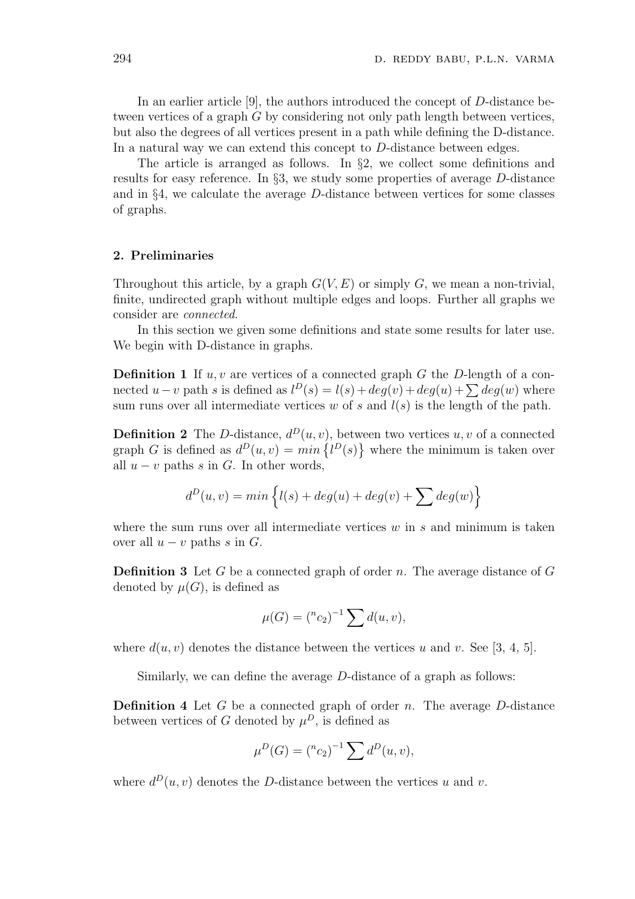In an earlier article [9], the authors introduced the concept of $D$-distance between vertices of a graph $G$ by considering not only path length between vertices, but also the degrees of all vertices present in a path while defining the D-distance. In a natural way we can extend this concept to $D$-distance between edges.

The article is arranged as follows. In §2, we collect some definitions and results for easy reference. In §3, we study some properties of average $D$-distance and in §4, we calculate the average $D$-distance between vertices for some classes of graphs.

## 2. Preliminaries

Throughout this article, by a graph $G(V, E)$ or simply $G$, we mean a non-trivial, finite, undirected graph without multiple edges and loops. Further all graphs we consider are *connected*.

In this section we given some definitions and state some results for later use. We begin with D-distance in graphs.

**Definition 1** If $u, v$ are vertices of a connected graph $G$ the $D$-length of a connected $u - v$ path $s$ is defined as $l^D(s) = l(s) + deg(v) + deg(u) + \sum deg(w)$ where sum runs over all intermediate vertices $w$ of $s$ and $l(s)$ is the length of the path.

**Definition 2** The $D$-distance, $d^D(u, v)$, between two vertices $u, v$ of a connected graph $G$ is defined as $d^D(u, v) = min\left\{l^D(s)\right\}$ where the minimum is taken over all $u - v$ paths $s$ in $G$. In other words,

$$d^D(u, v) = min\left\{l(s) + deg(u) + deg(v) + \sum deg(w)\right\}$$

where the sum runs over all intermediate vertices $w$ in $s$ and minimum is taken over all $u - v$ paths $s$ in $G$.

**Definition 3** Let $G$ be a connected graph of order $n$. The average distance of $G$ denoted by $\mu(G)$, is defined as

$$\mu(G) = \left({}^{n}c_{2}\right)^{-1} \sum d(u, v),$$

where $d(u, v)$ denotes the distance between the vertices $u$ and $v$. See [3, 4, 5].

Similarly, we can define the average $D$-distance of a graph as follows:

**Definition 4** Let $G$ be a connected graph of order $n$. The average $D$-distance between vertices of $G$ denoted by $\mu^D$, is defined as

$$\mu^D(G) = \left({}^{n}c_{2}\right)^{-1} \sum d^D(u, v),$$

where $d^D(u, v)$ denotes the $D$-distance between the vertices $u$ and $v$.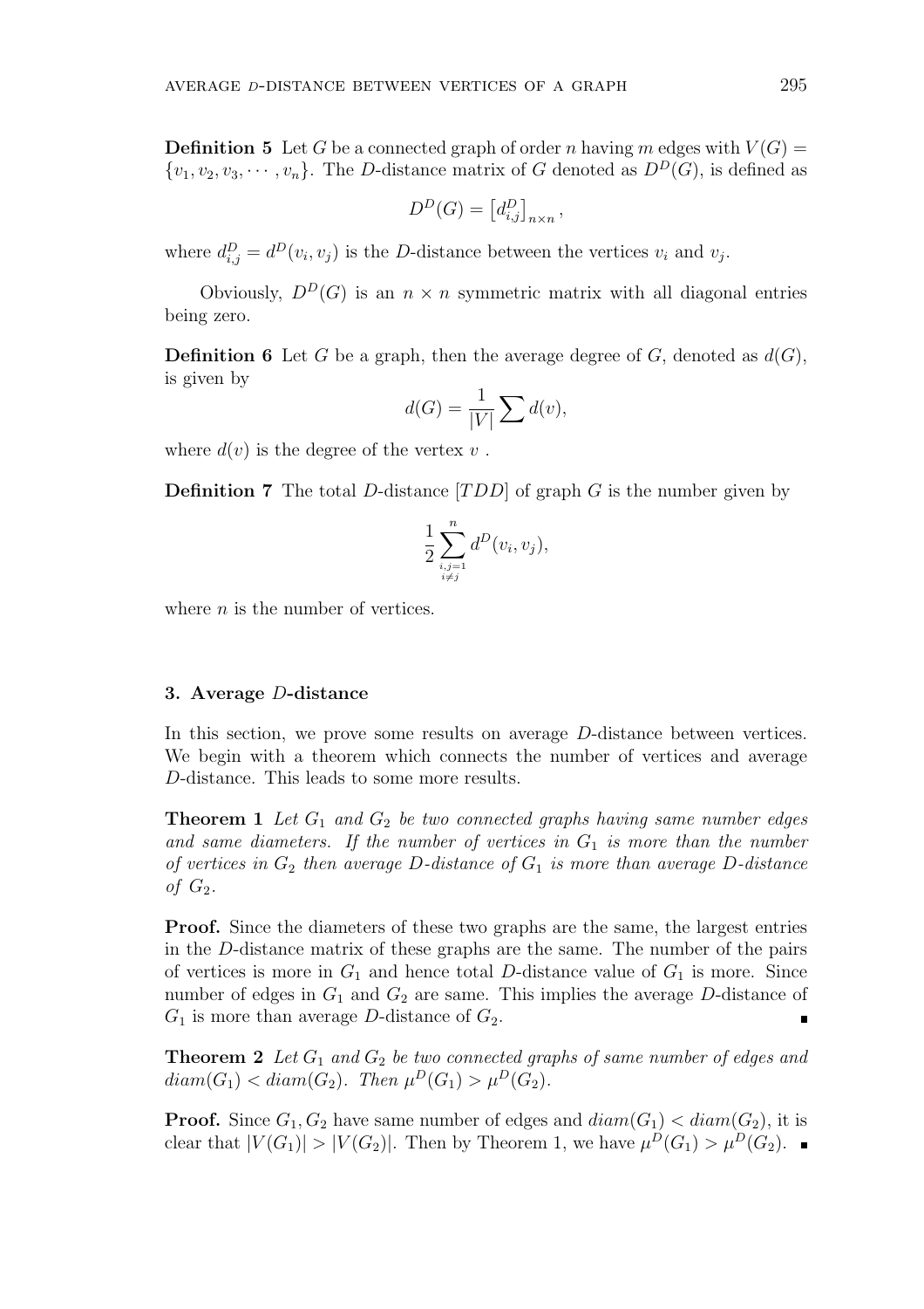**Definition 5** Let $G$ be a connected graph of order $n$ having $m$ edges with $V(G) = \{v_1, v_2, v_3, \cdots, v_n\}$. The $D$-distance matrix of $G$ denoted as $D^D(G)$, is defined as

$$D^D(G) = \left[d^D_{i,j}\right]_{n\times n},$$

where $d^D_{i,j} = d^D(v_i, v_j)$ is the $D$-distance between the vertices $v_i$ and $v_j$.

Obviously, $D^D(G)$ is an $n \times n$ symmetric matrix with all diagonal entries being zero.

**Definition 6** Let $G$ be a graph, then the average degree of $G$, denoted as $d(G)$, is given by

$$d(G) = \frac{1}{|V|}\sum d(v),$$

where $d(v)$ is the degree of the vertex $v$ .

**Definition 7** The total $D$-distance [$TDD$] of graph $G$ is the number given by

$$\frac{1}{2}\sum_{\substack{i,j=1\\ i\neq j}}^{n} d^D(v_i, v_j),$$

where $n$ is the number of vertices.

## 3. Average $D$-distance

In this section, we prove some results on average $D$-distance between vertices. We begin with a theorem which connects the number of vertices and average $D$-distance. This leads to some more results.

**Theorem 1** *Let $G_1$ and $G_2$ be two connected graphs having same number edges and same diameters. If the number of vertices in $G_1$ is more than the number of vertices in $G_2$ then average $D$-distance of $G_1$ is more than average $D$-distance of $G_2$.*

**Proof.** Since the diameters of these two graphs are the same, the largest entries in the $D$-distance matrix of these graphs are the same. The number of the pairs of vertices is more in $G_1$ and hence total $D$-distance value of $G_1$ is more. Since number of edges in $G_1$ and $G_2$ are same. This implies the average $D$-distance of $G_1$ is more than average $D$-distance of $G_2$. ∎

**Theorem 2** *Let $G_1$ and $G_2$ be two connected graphs of same number of edges and $diam(G_1) < diam(G_2)$. Then $\mu^D(G_1) > \mu^D(G_2)$.*

**Proof.** Since $G_1, G_2$ have same number of edges and $diam(G_1) < diam(G_2)$, it is clear that $|V(G_1)| > |V(G_2)|$. Then by Theorem 1, we have $\mu^D(G_1) > \mu^D(G_2)$. ∎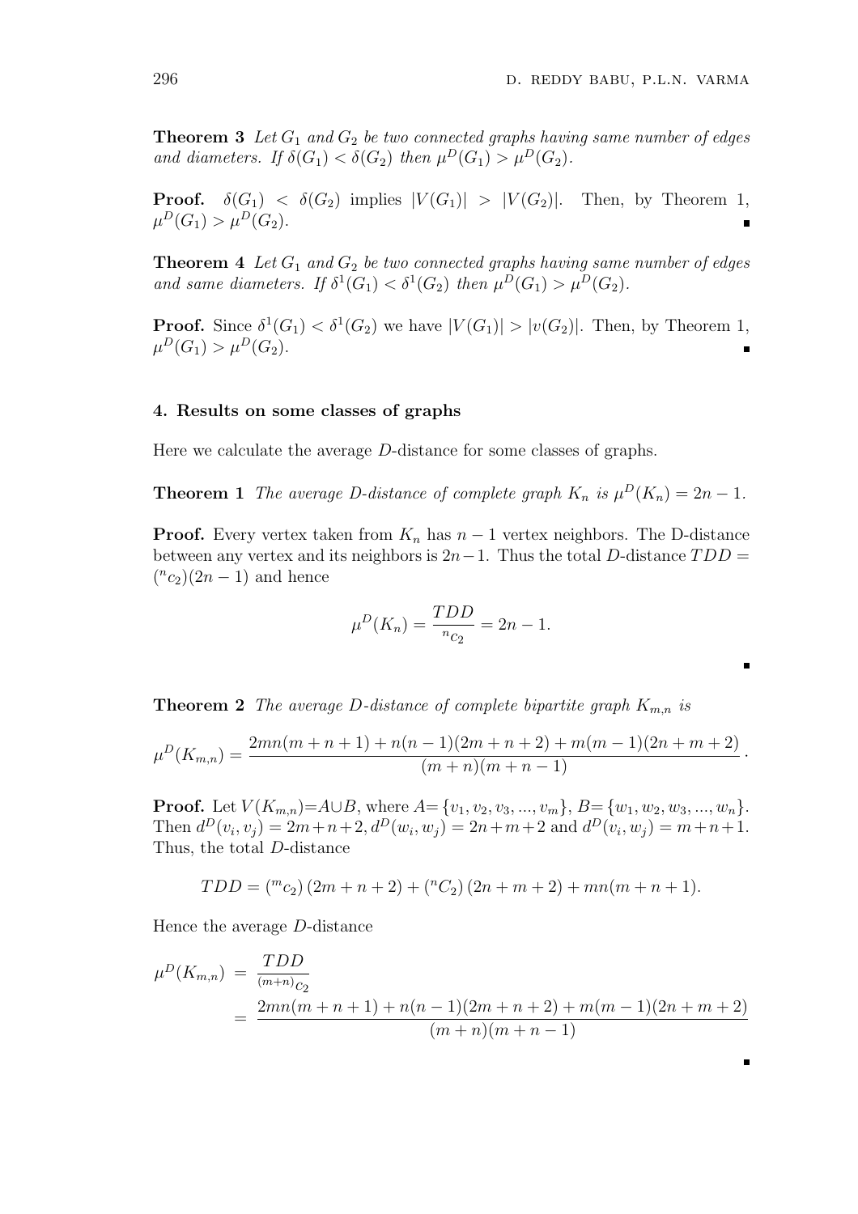**Theorem 3** *Let $G_1$ and $G_2$ be two connected graphs having same number of edges and diameters. If $\delta(G_1) < \delta(G_2)$ then $\mu^D(G_1) > \mu^D(G_2)$.*

**Proof.** $\delta(G_1) < \delta(G_2)$ implies $|V(G_1)| > |V(G_2)|$. Then, by Theorem 1, $\mu^D(G_1) > \mu^D(G_2)$. ∎

**Theorem 4** *Let $G_1$ and $G_2$ be two connected graphs having same number of edges and same diameters. If $\delta^1(G_1) < \delta^1(G_2)$ then $\mu^D(G_1) > \mu^D(G_2)$.*

**Proof.** Since $\delta^1(G_1) < \delta^1(G_2)$ we have $|V(G_1)| > |v(G_2)|$. Then, by Theorem 1, $\mu^D(G_1) > \mu^D(G_2)$. ∎

#### 4. Results on some classes of graphs

Here we calculate the average $D$-distance for some classes of graphs.

**Theorem 1** *The average D-distance of complete graph $K_n$ is $\mu^D(K_n) = 2n - 1$.*

**Proof.** Every vertex taken from $K_n$ has $n-1$ vertex neighbors. The D-distance between any vertex and its neighbors is $2n-1$. Thus the total $D$-distance $TDD = ({}^nc_2)(2n-1)$ and hence

$$\mu^D(K_n) = \frac{TDD}{{}^nc_2} = 2n - 1.$$

∎

**Theorem 2** *The average D-distance of complete bipartite graph $K_{m,n}$ is*

$$\mu^D(K_{m,n}) = \frac{2mn(m+n+1) + n(n-1)(2m+n+2) + m(m-1)(2n+m+2)}{(m+n)(m+n-1)}.$$

**Proof.** Let $V(K_{m,n})=A\cup B$, where $A=\{v_1, v_2, v_3, ..., v_m\}$, $B=\{w_1, w_2, w_3, ..., w_n\}$. Then $d^D(v_i, v_j) = 2m+n+2$, $d^D(w_i, w_j) = 2n+m+2$ and $d^D(v_i, w_j) = m+n+1$. Thus, the total $D$-distance

$$TDD = ({}^mc_2)\,(2m+n+2) + ({}^nC_2)\,(2n+m+2) + mn(m+n+1).$$

Hence the average $D$-distance

$$\begin{aligned}
\mu^D(K_{m,n}) &= \frac{TDD}{{}^{(m+n)}c_2} \\
&= \frac{2mn(m+n+1) + n(n-1)(2m+n+2) + m(m-1)(2n+m+2)}{(m+n)(m+n-1)}
\end{aligned}$$

∎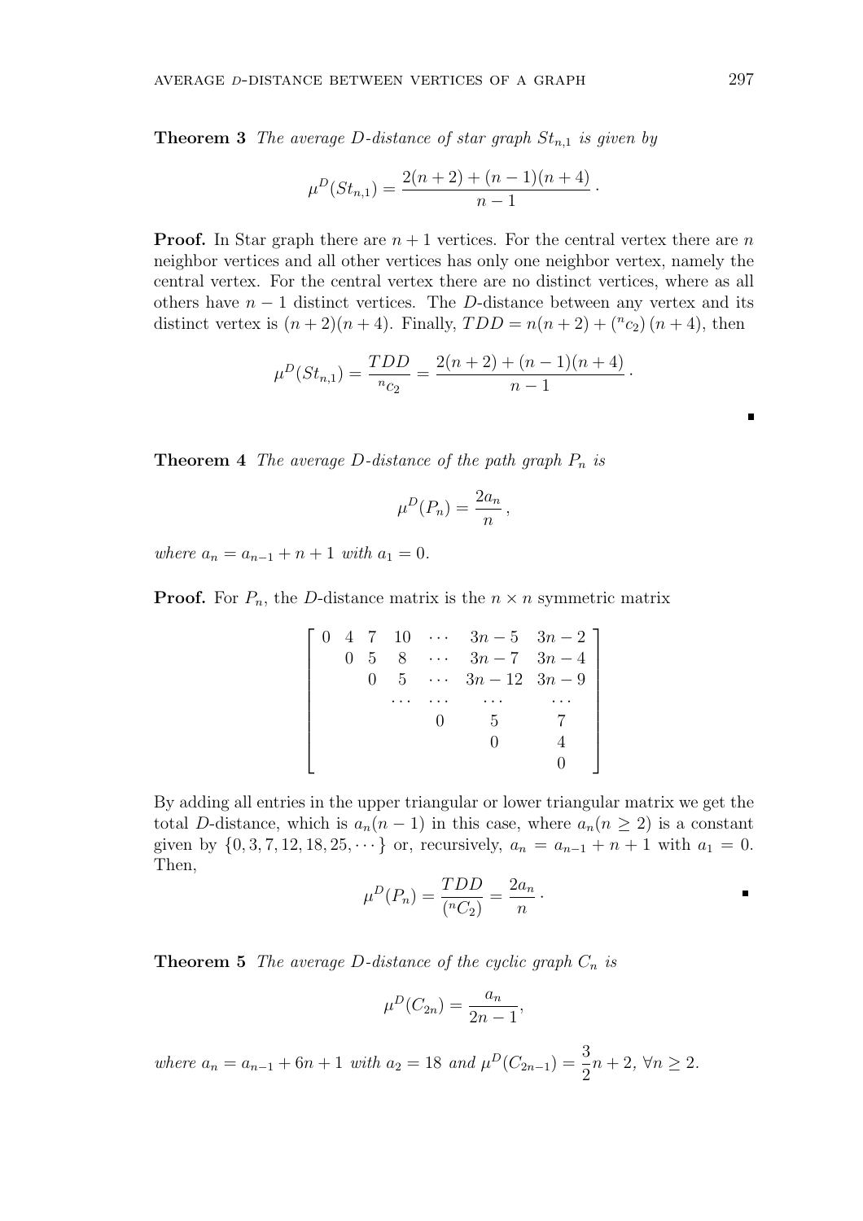**Theorem 3** *The average D-distance of star graph $St_{n,1}$ is given by*

$$\mu^D(St_{n,1}) = \frac{2(n+2) + (n-1)(n+4)}{n-1} \,.$$

**Proof.** In Star graph there are $n+1$ vertices. For the central vertex there are $n$ neighbor vertices and all other vertices has only one neighbor vertex, namely the central vertex. For the central vertex there are no distinct vertices, where as all others have $n-1$ distinct vertices. The $D$-distance between any vertex and its distinct vertex is $(n+2)(n+4)$. Finally, $TDD = n(n+2) + ({}^nc_2)\,(n+4)$, then

$$\mu^D(St_{n,1}) = \frac{TDD}{{}^nc_2} = \frac{2(n+2) + (n-1)(n+4)}{n-1} \,.$$

■

**Theorem 4** *The average D-distance of the path graph $P_n$ is*

$$\mu^D(P_n) = \frac{2a_n}{n} \,,$$

*where $a_n = a_{n-1} + n + 1$ with $a_1 = 0$.*

**Proof.** For $P_n$, the $D$-distance matrix is the $n \times n$ symmetric matrix

$$\begin{bmatrix} 0 & 4 & 7 & 10 & \cdots & 3n-5 & 3n-2 \\ & 0 & 5 & 8 & \cdots & 3n-7 & 3n-4 \\ & & 0 & 5 & \cdots & 3n-12 & 3n-9 \\ & & & \cdots & \cdots & \cdots & \cdots \\ & & & & 0 & 5 & 7 \\ & & & & & 0 & 4 \\ & & & & & & 0 \end{bmatrix}$$

By adding all entries in the upper triangular or lower triangular matrix we get the total $D$-distance, which is $a_n(n-1)$ in this case, where $a_n (n \geq 2)$ is a constant given by $\{0, 3, 7, 12, 18, 25, \cdots\}$ or, recursively, $a_n = a_{n-1} + n + 1$ with $a_1 = 0$. Then,

$$\mu^D(P_n) = \frac{TDD}{({}^nC_2)} = \frac{2a_n}{n} \,.$$

■

**Theorem 5** *The average D-distance of the cyclic graph $C_n$ is*

$$\mu^D(C_{2n}) = \frac{a_n}{2n-1},$$

*where $a_n = a_{n-1} + 6n + 1$ with $a_2 = 18$ and $\mu^D(C_{2n-1}) = \dfrac{3}{2}n + 2$, $\forall n \geq 2$.*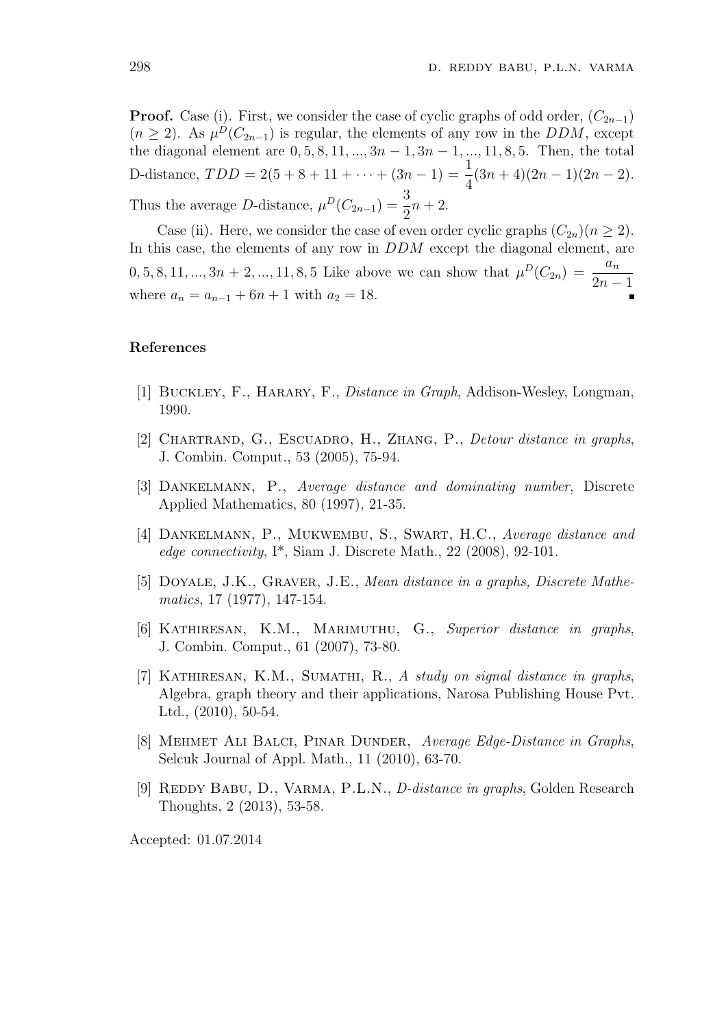**Proof.** Case (i). First, we consider the case of cyclic graphs of odd order, $(C_{2n-1})$ $(n \geq 2)$. As $\mu^D(C_{2n-1})$ is regular, the elements of any row in the $DDM$, except the diagonal element are $0, 5, 8, 11, ..., 3n-1, 3n-1, ..., 11, 8, 5$. Then, the total D-distance, $TDD = 2(5 + 8 + 11 + \cdots + (3n-1)) = \frac{1}{4}(3n+4)(2n-1)(2n-2)$. Thus the average $D$-distance, $\mu^D(C_{2n-1}) = \frac{3}{2}n + 2$.

Case (ii). Here, we consider the case of even order cyclic graphs $(C_{2n})(n \geq 2)$. In this case, the elements of any row in $DDM$ except the diagonal element, are $0, 5, 8, 11, ..., 3n+2, ..., 11, 8, 5$ Like above we can show that $\mu^D(C_{2n}) = \frac{a_n}{2n-1}$ where $a_n = a_{n-1} + 6n + 1$ with $a_2 = 18$. ∎

## References

[1] Buckley, F., Harary, F., *Distance in Graph*, Addison-Wesley, Longman, 1990.

[2] Chartrand, G., Escuadro, H., Zhang, P., *Detour distance in graphs*, J. Combin. Comput., 53 (2005), 75-94.

[3] Dankelmann, P., *Average distance and dominating number*, Discrete Applied Mathematics, 80 (1997), 21-35.

[4] Dankelmann, P., Mukwembu, S., Swart, H.C., *Average distance and edge connectivity*, I*, Siam J. Discrete Math., 22 (2008), 92-101.

[5] Doyale, J.K., Graver, J.E., *Mean distance in a graphs, Discrete Mathematics*, 17 (1977), 147-154.

[6] Kathiresan, K.M., Marimuthu, G., *Superior distance in graphs*, J. Combin. Comput., 61 (2007), 73-80.

[7] Kathiresan, K.M., Sumathi, R., *A study on signal distance in graphs*, Algebra, graph theory and their applications, Narosa Publishing House Pvt. Ltd., (2010), 50-54.

[8] Mehmet Ali Balci, Pinar Dunder, *Average Edge-Distance in Graphs*, Selcuk Journal of Appl. Math., 11 (2010), 63-70.

[9] Reddy Babu, D., Varma, P.L.N., *D-distance in graphs*, Golden Research Thoughts, 2 (2013), 53-58.

Accepted: 01.07.2014